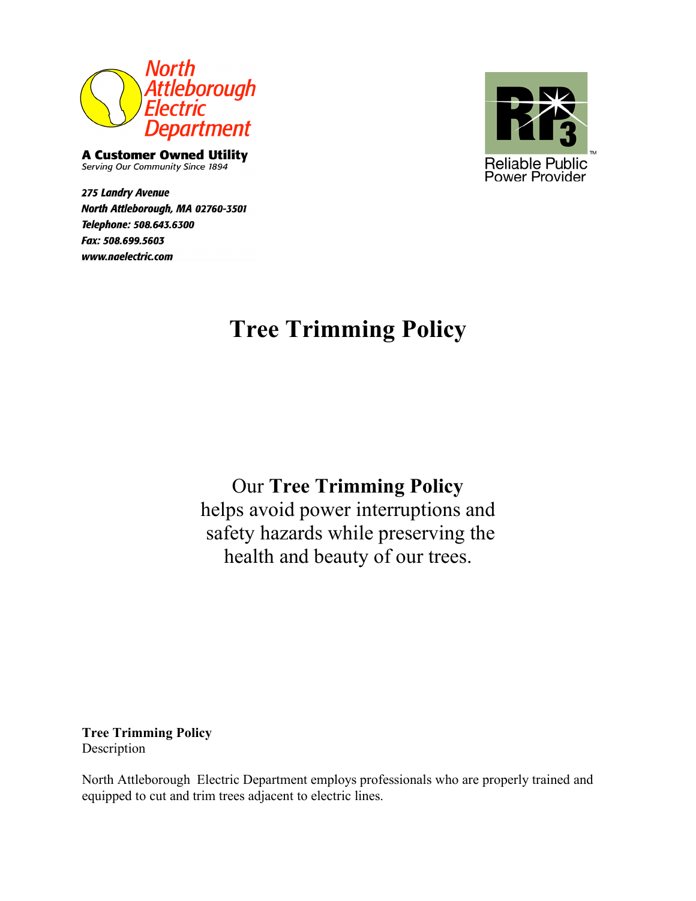North Attleborough Electric Department

**A Customer Owned Utility**
*Serving Our Community Since 1894*

***275 Landry Avenue***
***North Attleborough, MA 02760-3501***
***Telephone: 508.643.6300***
***Fax: 508.699.5603***
***www.naelectric.com***

RP3 Reliable Public Power Provider™

# Tree Trimming Policy

Our **Tree Trimming Policy** helps avoid power interruptions and safety hazards while preserving the health and beauty of our trees.

**Tree Trimming Policy**
Description

North Attleborough Electric Department employs professionals who are properly trained and equipped to cut and trim trees adjacent to electric lines.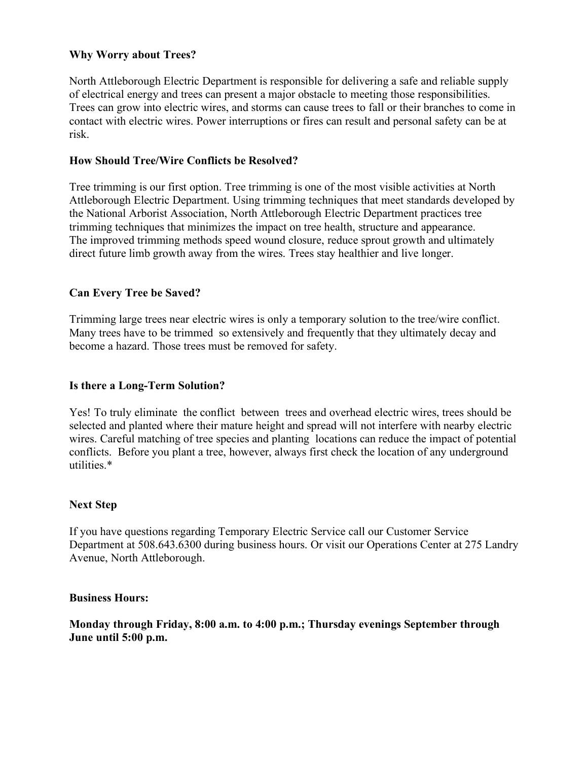**Why Worry about Trees?**

North Attleborough Electric Department is responsible for delivering a safe and reliable supply of electrical energy and trees can present a major obstacle to meeting those responsibilities. Trees can grow into electric wires, and storms can cause trees to fall or their branches to come in contact with electric wires. Power interruptions or fires can result and personal safety can be at risk.

**How Should Tree/Wire Conflicts be Resolved?**

Tree trimming is our first option. Tree trimming is one of the most visible activities at North Attleborough Electric Department. Using trimming techniques that meet standards developed by the National Arborist Association, North Attleborough Electric Department practices tree trimming techniques that minimizes the impact on tree health, structure and appearance. The improved trimming methods speed wound closure, reduce sprout growth and ultimately direct future limb growth away from the wires. Trees stay healthier and live longer.

**Can Every Tree be Saved?**

Trimming large trees near electric wires is only a temporary solution to the tree/wire conflict. Many trees have to be trimmed so extensively and frequently that they ultimately decay and become a hazard. Those trees must be removed for safety.

**Is there a Long-Term Solution?**

Yes! To truly eliminate the conflict between trees and overhead electric wires, trees should be selected and planted where their mature height and spread will not interfere with nearby electric wires. Careful matching of tree species and planting locations can reduce the impact of potential conflicts. Before you plant a tree, however, always first check the location of any underground utilities.*

**Next Step**

If you have questions regarding Temporary Electric Service call our Customer Service Department at 508.643.6300 during business hours. Or visit our Operations Center at 275 Landry Avenue, North Attleborough.

**Business Hours:**

**Monday through Friday, 8:00 a.m. to 4:00 p.m.; Thursday evenings September through June until 5:00 p.m.**